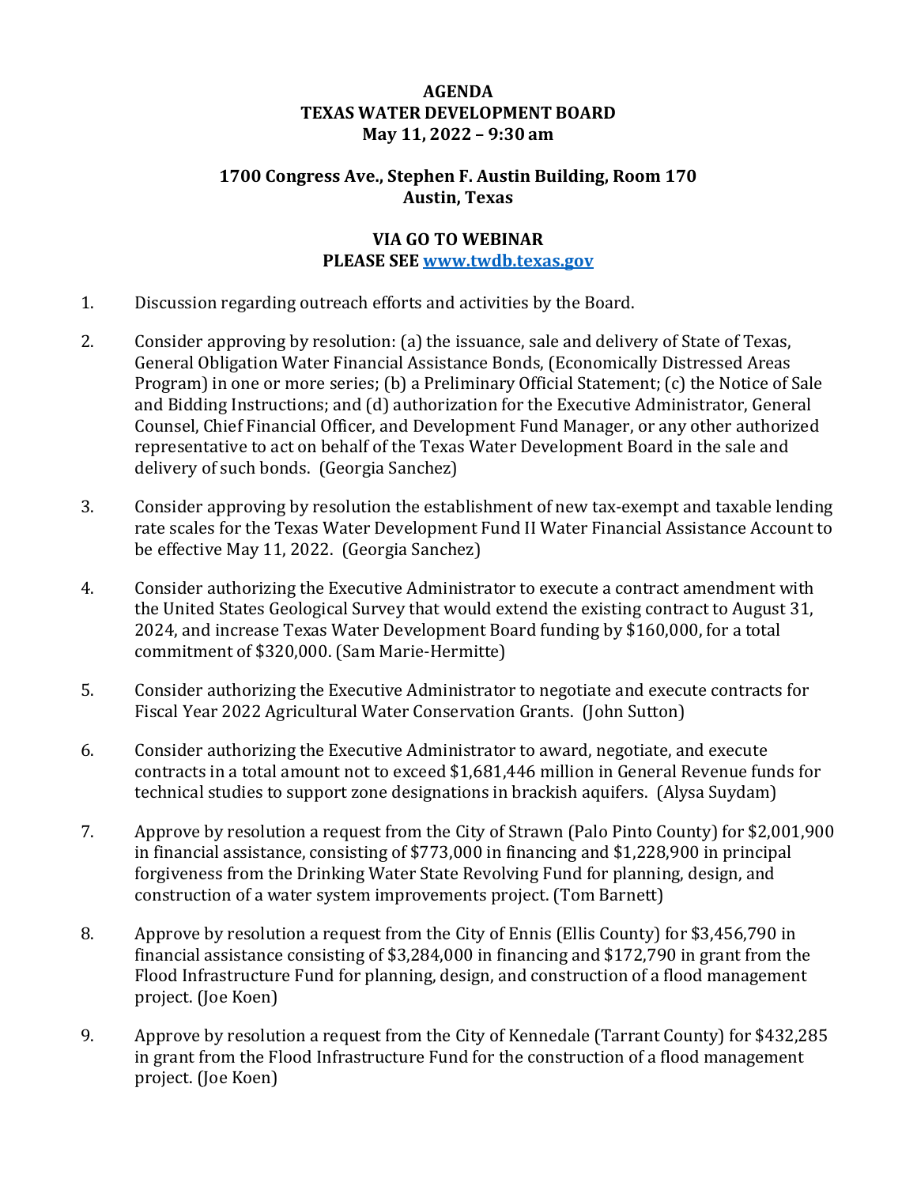**AGENDA**
**TEXAS WATER DEVELOPMENT BOARD**
**May 11, 2022 – 9:30 am**

**1700 Congress Ave., Stephen F. Austin Building, Room 170**
**Austin, Texas**

**VIA GO TO WEBINAR**
**PLEASE SEE [www.twdb.texas.gov](www.twdb.texas.gov)**

1. Discussion regarding outreach efforts and activities by the Board.

2. Consider approving by resolution: (a) the issuance, sale and delivery of State of Texas, General Obligation Water Financial Assistance Bonds, (Economically Distressed Areas Program) in one or more series; (b) a Preliminary Official Statement; (c) the Notice of Sale and Bidding Instructions; and (d) authorization for the Executive Administrator, General Counsel, Chief Financial Officer, and Development Fund Manager, or any other authorized representative to act on behalf of the Texas Water Development Board in the sale and delivery of such bonds. (Georgia Sanchez)

3. Consider approving by resolution the establishment of new tax-exempt and taxable lending rate scales for the Texas Water Development Fund II Water Financial Assistance Account to be effective May 11, 2022. (Georgia Sanchez)

4. Consider authorizing the Executive Administrator to execute a contract amendment with the United States Geological Survey that would extend the existing contract to August 31, 2024, and increase Texas Water Development Board funding by $160,000, for a total commitment of $320,000. (Sam Marie-Hermitte)

5. Consider authorizing the Executive Administrator to negotiate and execute contracts for Fiscal Year 2022 Agricultural Water Conservation Grants. (John Sutton)

6. Consider authorizing the Executive Administrator to award, negotiate, and execute contracts in a total amount not to exceed $1,681,446 million in General Revenue funds for technical studies to support zone designations in brackish aquifers. (Alysa Suydam)

7. Approve by resolution a request from the City of Strawn (Palo Pinto County) for $2,001,900 in financial assistance, consisting of $773,000 in financing and $1,228,900 in principal forgiveness from the Drinking Water State Revolving Fund for planning, design, and construction of a water system improvements project. (Tom Barnett)

8. Approve by resolution a request from the City of Ennis (Ellis County) for $3,456,790 in financial assistance consisting of $3,284,000 in financing and $172,790 in grant from the Flood Infrastructure Fund for planning, design, and construction of a flood management project. (Joe Koen)

9. Approve by resolution a request from the City of Kennedale (Tarrant County) for $432,285 in grant from the Flood Infrastructure Fund for the construction of a flood management project. (Joe Koen)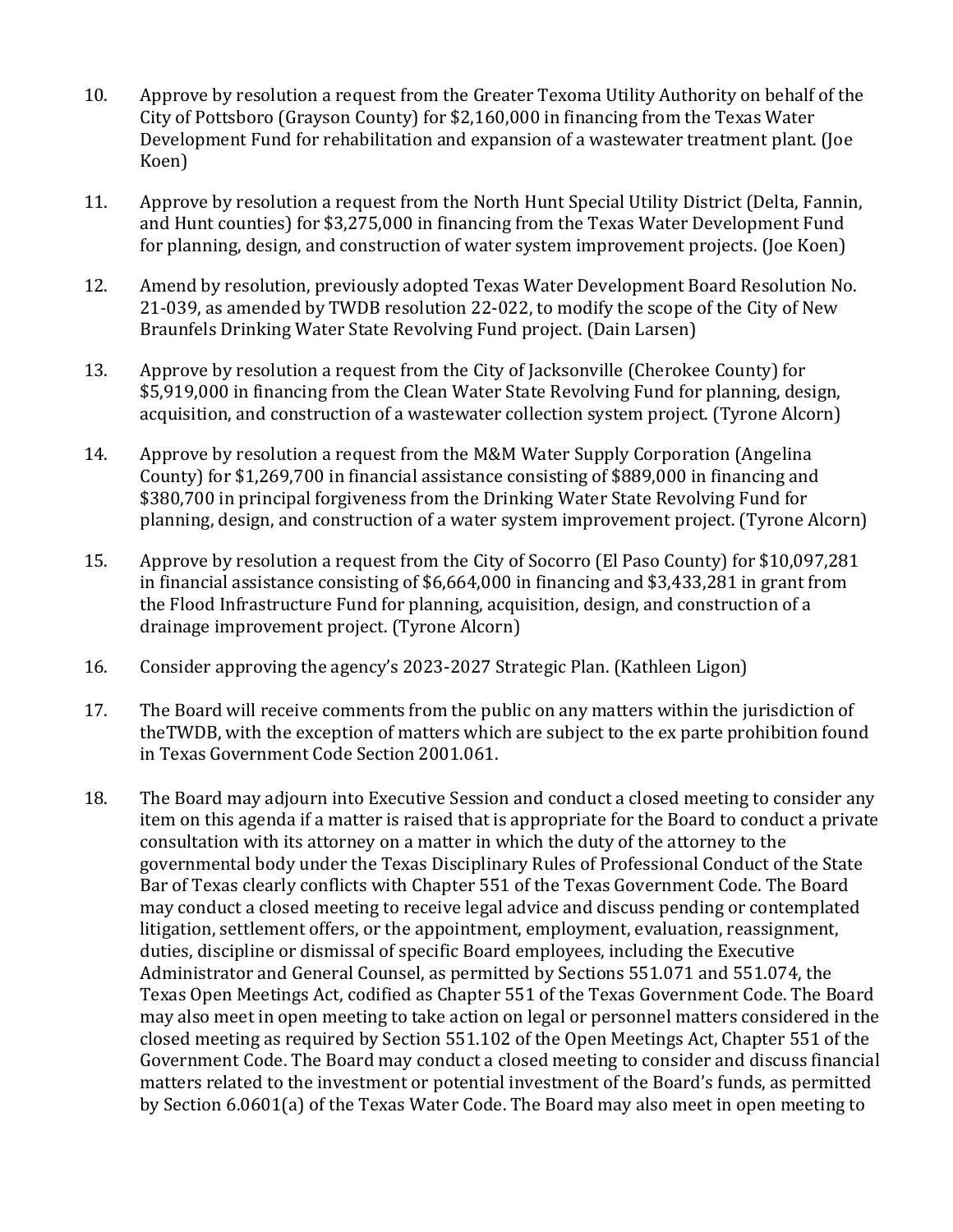10. Approve by resolution a request from the Greater Texoma Utility Authority on behalf of the City of Pottsboro (Grayson County) for $2,160,000 in financing from the Texas Water Development Fund for rehabilitation and expansion of a wastewater treatment plant. (Joe Koen)

11. Approve by resolution a request from the North Hunt Special Utility District (Delta, Fannin, and Hunt counties) for $3,275,000 in financing from the Texas Water Development Fund for planning, design, and construction of water system improvement projects. (Joe Koen)

12. Amend by resolution, previously adopted Texas Water Development Board Resolution No. 21-039, as amended by TWDB resolution 22-022, to modify the scope of the City of New Braunfels Drinking Water State Revolving Fund project. (Dain Larsen)

13. Approve by resolution a request from the City of Jacksonville (Cherokee County) for $5,919,000 in financing from the Clean Water State Revolving Fund for planning, design, acquisition, and construction of a wastewater collection system project. (Tyrone Alcorn)

14. Approve by resolution a request from the M&M Water Supply Corporation (Angelina County) for $1,269,700 in financial assistance consisting of $889,000 in financing and $380,700 in principal forgiveness from the Drinking Water State Revolving Fund for planning, design, and construction of a water system improvement project. (Tyrone Alcorn)

15. Approve by resolution a request from the City of Socorro (El Paso County) for $10,097,281 in financial assistance consisting of $6,664,000 in financing and $3,433,281 in grant from the Flood Infrastructure Fund for planning, acquisition, design, and construction of a drainage improvement project. (Tyrone Alcorn)

16. Consider approving the agency's 2023-2027 Strategic Plan. (Kathleen Ligon)

17. The Board will receive comments from the public on any matters within the jurisdiction of theTWDB, with the exception of matters which are subject to the ex parte prohibition found in Texas Government Code Section 2001.061.

18. The Board may adjourn into Executive Session and conduct a closed meeting to consider any item on this agenda if a matter is raised that is appropriate for the Board to conduct a private consultation with its attorney on a matter in which the duty of the attorney to the governmental body under the Texas Disciplinary Rules of Professional Conduct of the State Bar of Texas clearly conflicts with Chapter 551 of the Texas Government Code. The Board may conduct a closed meeting to receive legal advice and discuss pending or contemplated litigation, settlement offers, or the appointment, employment, evaluation, reassignment, duties, discipline or dismissal of specific Board employees, including the Executive Administrator and General Counsel, as permitted by Sections 551.071 and 551.074, the Texas Open Meetings Act, codified as Chapter 551 of the Texas Government Code. The Board may also meet in open meeting to take action on legal or personnel matters considered in the closed meeting as required by Section 551.102 of the Open Meetings Act, Chapter 551 of the Government Code. The Board may conduct a closed meeting to consider and discuss financial matters related to the investment or potential investment of the Board's funds, as permitted by Section 6.0601(a) of the Texas Water Code. The Board may also meet in open meeting to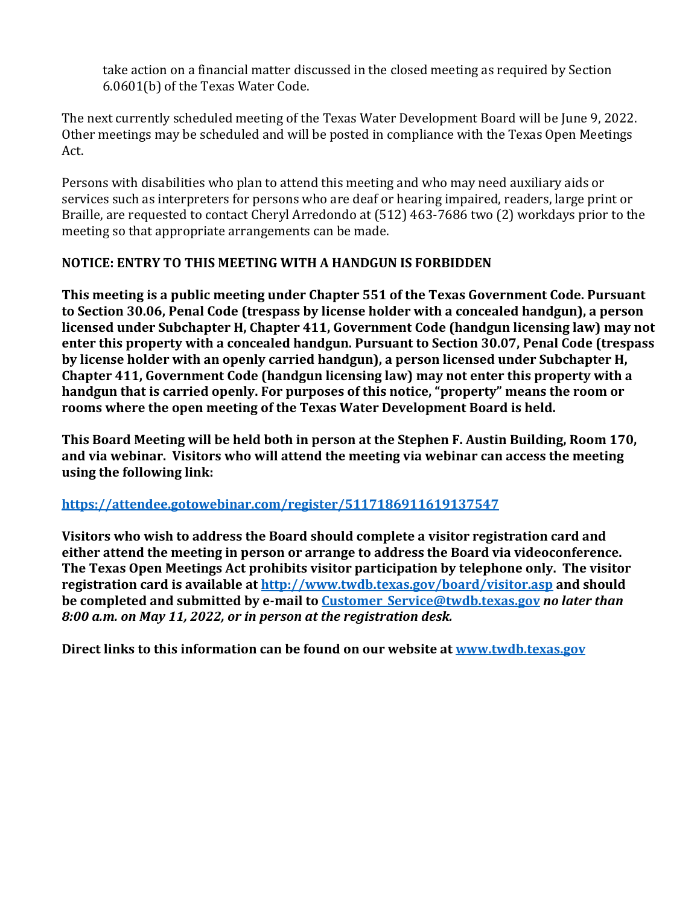take action on a financial matter discussed in the closed meeting as required by Section 6.0601(b) of the Texas Water Code.

The next currently scheduled meeting of the Texas Water Development Board will be June 9, 2022. Other meetings may be scheduled and will be posted in compliance with the Texas Open Meetings Act.

Persons with disabilities who plan to attend this meeting and who may need auxiliary aids or services such as interpreters for persons who are deaf or hearing impaired, readers, large print or Braille, are requested to contact Cheryl Arredondo at (512) 463-7686 two (2) workdays prior to the meeting so that appropriate arrangements can be made.

**NOTICE: ENTRY TO THIS MEETING WITH A HANDGUN IS FORBIDDEN**

**This meeting is a public meeting under Chapter 551 of the Texas Government Code. Pursuant to Section 30.06, Penal Code (trespass by license holder with a concealed handgun), a person licensed under Subchapter H, Chapter 411, Government Code (handgun licensing law) may not enter this property with a concealed handgun. Pursuant to Section 30.07, Penal Code (trespass by license holder with an openly carried handgun), a person licensed under Subchapter H, Chapter 411, Government Code (handgun licensing law) may not enter this property with a handgun that is carried openly. For purposes of this notice, "property" means the room or rooms where the open meeting of the Texas Water Development Board is held.**

**This Board Meeting will be held both in person at the Stephen F. Austin Building, Room 170, and via webinar. Visitors who will attend the meeting via webinar can access the meeting using the following link:**

**[https://attendee.gotowebinar.com/register/5117186911619137547](https://attendee.gotowebinar.com/register/5117186911619137547)**

**Visitors who wish to address the Board should complete a visitor registration card and either attend the meeting in person or arrange to address the Board via videoconference. The Texas Open Meetings Act prohibits visitor participation by telephone only. The visitor registration card is available at [http://www.twdb.texas.gov/board/visitor.asp](http://www.twdb.texas.gov/board/visitor.asp) and should be completed and submitted by e-mail to [Customer_Service@twdb.texas.gov](mailto:Customer_Service@twdb.texas.gov) *no later than 8:00 a.m. on May 11, 2022, or in person at the registration desk.***

**Direct links to this information can be found on our website at [www.twdb.texas.gov](http://www.twdb.texas.gov)**